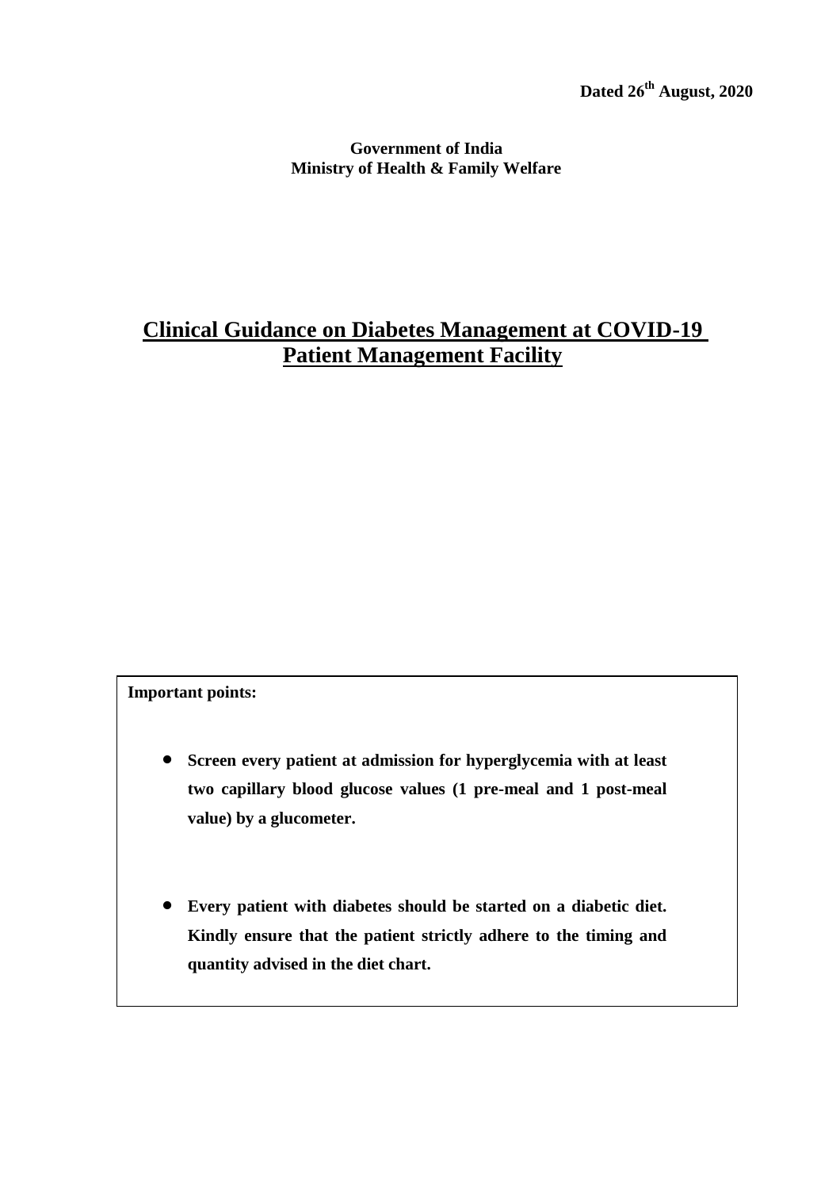**Dated 26th August, 2020**

**Government of India**
**Ministry of Health & Family Welfare**

# Clinical Guidance on Diabetes Management at COVID-19 Patient Management Facility

**Important points:**

- **Screen every patient at admission for hyperglycemia with at least two capillary blood glucose values (1 pre-meal and 1 post-meal value) by a glucometer.**

- **Every patient with diabetes should be started on a diabetic diet. Kindly ensure that the patient strictly adhere to the timing and quantity advised in the diet chart.**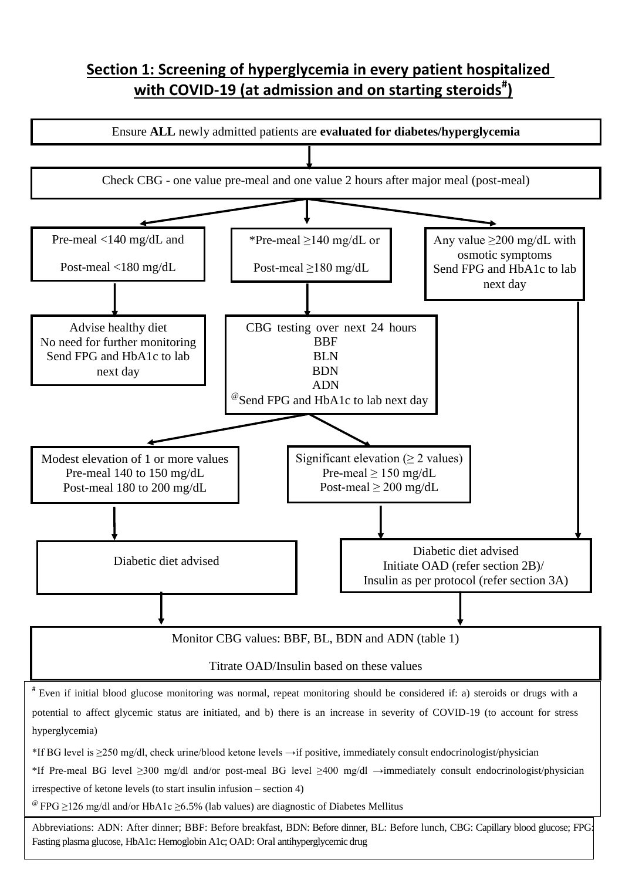## Section 1: Screening of hyperglycemia in every patient hospitalized with COVID-19 (at admission and on starting steroids#)

Ensure **ALL** newly admitted patients are **evaluated for diabetes/hyperglycemia**

Check CBG - one value pre-meal and one value 2 hours after major meal (post-meal)

Pre-meal <140 mg/dL and

Post-meal <180 mg/dL

Advise healthy diet
No need for further monitoring
Send FPG and HbA1c to lab next day

*Pre-meal ≥140 mg/dL or

Post-meal ≥180 mg/dL

CBG testing over next 24 hours
BBF
BLN
BDN
ADN
@Send FPG and HbA1c to lab next day

Any value ≥200 mg/dL with osmotic symptoms
Send FPG and HbA1c to lab next day

Modest elevation of 1 or more values
Pre-meal 140 to 150 mg/dL
Post-meal 180 to 200 mg/dL

Diabetic diet advised

Significant elevation (≥ 2 values)
Pre-meal ≥ 150 mg/dL
Post-meal ≥ 200 mg/dL

Diabetic diet advised
Initiate OAD (refer section 2B)/
Insulin as per protocol (refer section 3A)

Monitor CBG values: BBF, BL, BDN and ADN (table 1)

Titrate OAD/Insulin based on these values

# Even if initial blood glucose monitoring was normal, repeat monitoring should be considered if: a) steroids or drugs with a potential to affect glycemic status are initiated, and b) there is an increase in severity of COVID-19 (to account for stress hyperglycemia)

*If BG level is ≥250 mg/dl, check urine/blood ketone levels →if positive, immediately consult endocrinologist/physician

*If Pre-meal BG level ≥300 mg/dl and/or post-meal BG level ≥400 mg/dl →immediately consult endocrinologist/physician irrespective of ketone levels (to start insulin infusion – section 4)

@ FPG ≥126 mg/dl and/or HbA1c ≥6.5% (lab values) are diagnostic of Diabetes Mellitus

Abbreviations: ADN: After dinner; BBF: Before breakfast, BDN: Before dinner, BL: Before lunch, CBG: Capillary blood glucose; FPG: Fasting plasma glucose, HbA1c: Hemoglobin A1c; OAD: Oral antihyperglycemic drug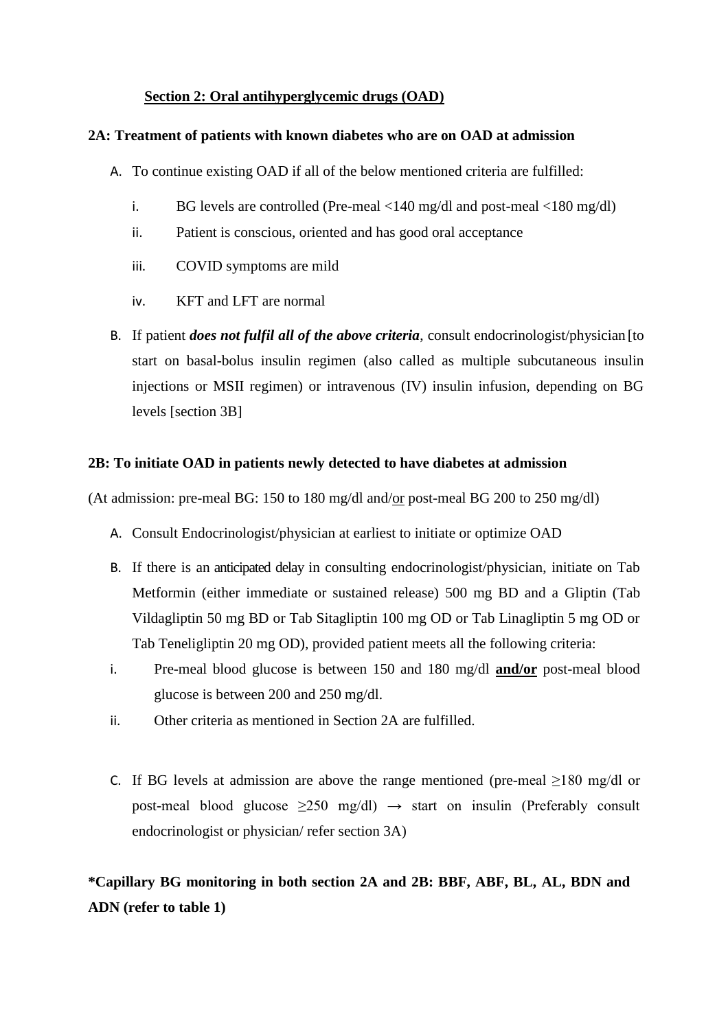## Section 2: Oral antihyperglycemic drugs (OAD)

### 2A: Treatment of patients with known diabetes who are on OAD at admission

A. To continue existing OAD if all of the below mentioned criteria are fulfilled:

   i. BG levels are controlled (Pre-meal <140 mg/dl and post-meal <180 mg/dl)

   ii. Patient is conscious, oriented and has good oral acceptance

   iii. COVID symptoms are mild

   iv. KFT and LFT are normal

B. If patient ***does not fulfil all of the above criteria***, consult endocrinologist/physician [to start on basal-bolus insulin regimen (also called as multiple subcutaneous insulin injections or MSII regimen) or intravenous (IV) insulin infusion, depending on BG levels [section 3B]

### 2B: To initiate OAD in patients newly detected to have diabetes at admission

(At admission: pre-meal BG: 150 to 180 mg/dl and/or post-meal BG 200 to 250 mg/dl)

A. Consult Endocrinologist/physician at earliest to initiate or optimize OAD

B. If there is an anticipated delay in consulting endocrinologist/physician, initiate on Tab Metformin (either immediate or sustained release) 500 mg BD and a Gliptin (Tab Vildagliptin 50 mg BD or Tab Sitagliptin 100 mg OD or Tab Linagliptin 5 mg OD or Tab Teneligliptin 20 mg OD), provided patient meets all the following criteria:

   i. Pre-meal blood glucose is between 150 and 180 mg/dl **and/or** post-meal blood glucose is between 200 and 250 mg/dl.

   ii. Other criteria as mentioned in Section 2A are fulfilled.

C. If BG levels at admission are above the range mentioned (pre-meal $\geq$180 mg/dl or post-meal blood glucose $\geq$250 mg/dl) $\rightarrow$ start on insulin (Preferably consult endocrinologist or physician/ refer section 3A)

**\*Capillary BG monitoring in both section 2A and 2B: BBF, ABF, BL, AL, BDN and ADN (refer to table 1)**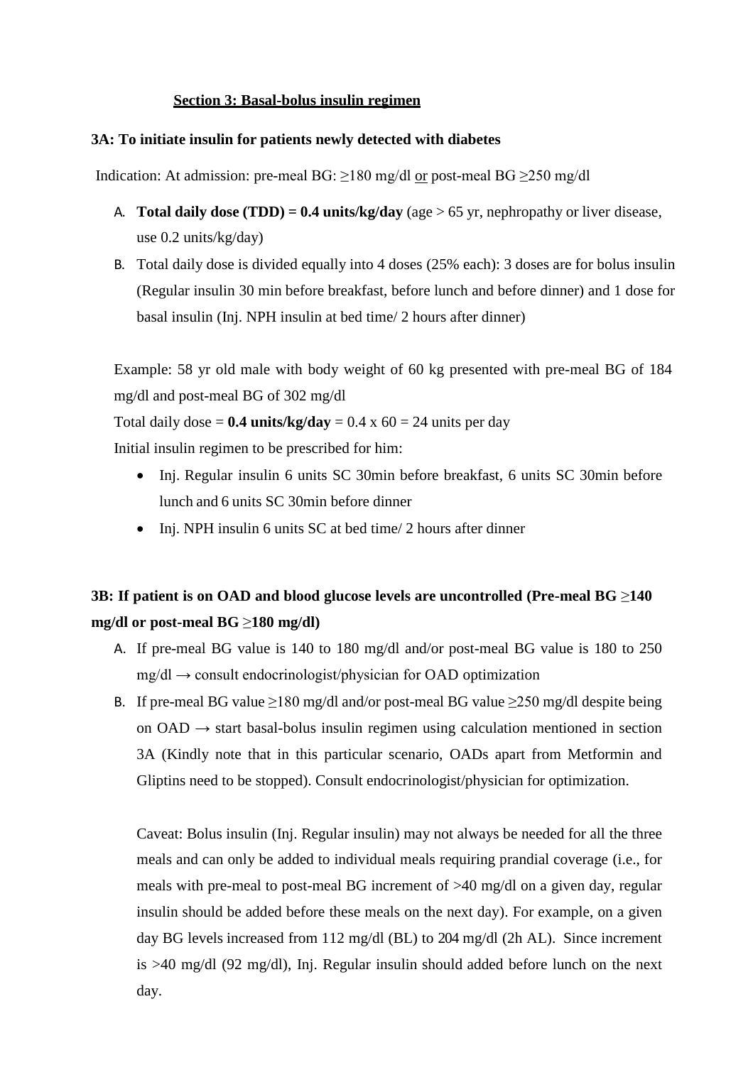## Section 3: Basal-bolus insulin regimen

**3A: To initiate insulin for patients newly detected with diabetes**

Indication: At admission: pre-meal BG: ≥180 mg/dl or post-meal BG ≥250 mg/dl

A. **Total daily dose (TDD) = 0.4 units/kg/day** (age > 65 yr, nephropathy or liver disease, use 0.2 units/kg/day)

B. Total daily dose is divided equally into 4 doses (25% each): 3 doses are for bolus insulin (Regular insulin 30 min before breakfast, before lunch and before dinner) and 1 dose for basal insulin (Inj. NPH insulin at bed time/ 2 hours after dinner)

Example: 58 yr old male with body weight of 60 kg presented with pre-meal BG of 184 mg/dl and post-meal BG of 302 mg/dl

Total daily dose = **0.4 units/kg/day** = 0.4 x 60 = 24 units per day

Initial insulin regimen to be prescribed for him:

- Inj. Regular insulin 6 units SC 30min before breakfast, 6 units SC 30min before lunch and 6 units SC 30min before dinner
- Inj. NPH insulin 6 units SC at bed time/ 2 hours after dinner

**3B: If patient is on OAD and blood glucose levels are uncontrolled (Pre-meal BG ≥140 mg/dl or post-meal BG ≥180 mg/dl)**

A. If pre-meal BG value is 140 to 180 mg/dl and/or post-meal BG value is 180 to 250 mg/dl → consult endocrinologist/physician for OAD optimization

B. If pre-meal BG value ≥180 mg/dl and/or post-meal BG value ≥250 mg/dl despite being on OAD → start basal-bolus insulin regimen using calculation mentioned in section 3A (Kindly note that in this particular scenario, OADs apart from Metformin and Gliptins need to be stopped). Consult endocrinologist/physician for optimization.

   Caveat: Bolus insulin (Inj. Regular insulin) may not always be needed for all the three meals and can only be added to individual meals requiring prandial coverage (i.e., for meals with pre-meal to post-meal BG increment of >40 mg/dl on a given day, regular insulin should be added before these meals on the next day). For example, on a given day BG levels increased from 112 mg/dl (BL) to 204 mg/dl (2h AL). Since increment is >40 mg/dl (92 mg/dl), Inj. Regular insulin should added before lunch on the next day.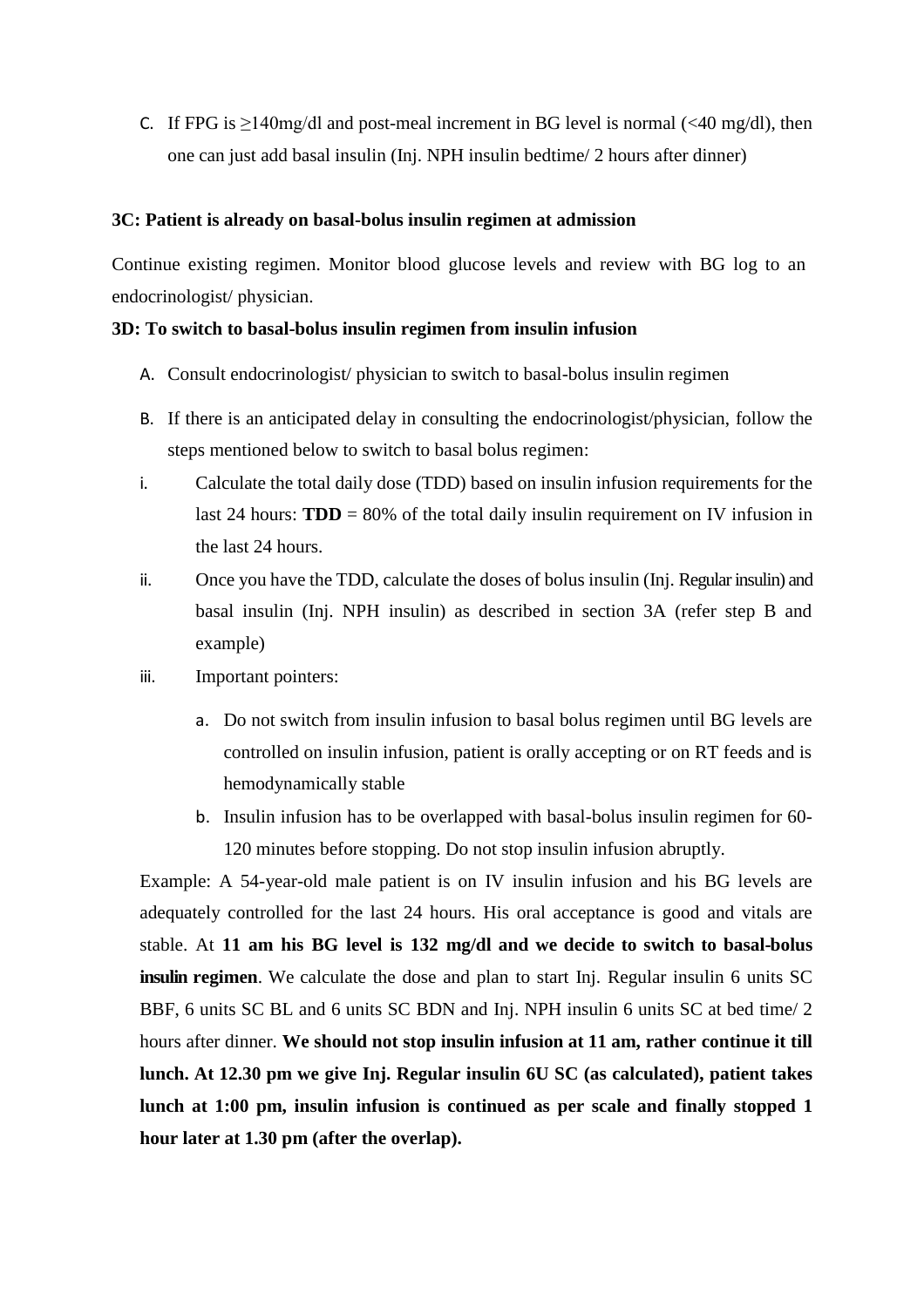C. If FPG is ≥140mg/dl and post-meal increment in BG level is normal (<40 mg/dl), then one can just add basal insulin (Inj. NPH insulin bedtime/ 2 hours after dinner)

**3C: Patient is already on basal-bolus insulin regimen at admission**

Continue existing regimen. Monitor blood glucose levels and review with BG log to an endocrinologist/ physician.

**3D: To switch to basal-bolus insulin regimen from insulin infusion**

A. Consult endocrinologist/ physician to switch to basal-bolus insulin regimen

B. If there is an anticipated delay in consulting the endocrinologist/physician, follow the steps mentioned below to switch to basal bolus regimen:

i. Calculate the total daily dose (TDD) based on insulin infusion requirements for the last 24 hours: **TDD** = 80% of the total daily insulin requirement on IV infusion in the last 24 hours.

ii. Once you have the TDD, calculate the doses of bolus insulin (Inj. Regular insulin) and basal insulin (Inj. NPH insulin) as described in section 3A (refer step B and example)

iii. Important pointers:

   a. Do not switch from insulin infusion to basal bolus regimen until BG levels are controlled on insulin infusion, patient is orally accepting or on RT feeds and is hemodynamically stable

   b. Insulin infusion has to be overlapped with basal-bolus insulin regimen for 60-120 minutes before stopping. Do not stop insulin infusion abruptly.

Example: A 54-year-old male patient is on IV insulin infusion and his BG levels are adequately controlled for the last 24 hours. His oral acceptance is good and vitals are stable. At **11 am his BG level is 132 mg/dl and we decide to switch to basal-bolus insulin regimen**. We calculate the dose and plan to start Inj. Regular insulin 6 units SC BBF, 6 units SC BL and 6 units SC BDN and Inj. NPH insulin 6 units SC at bed time/ 2 hours after dinner. **We should not stop insulin infusion at 11 am, rather continue it till lunch. At 12.30 pm we give Inj. Regular insulin 6U SC (as calculated), patient takes lunch at 1:00 pm, insulin infusion is continued as per scale and finally stopped 1 hour later at 1.30 pm (after the overlap).**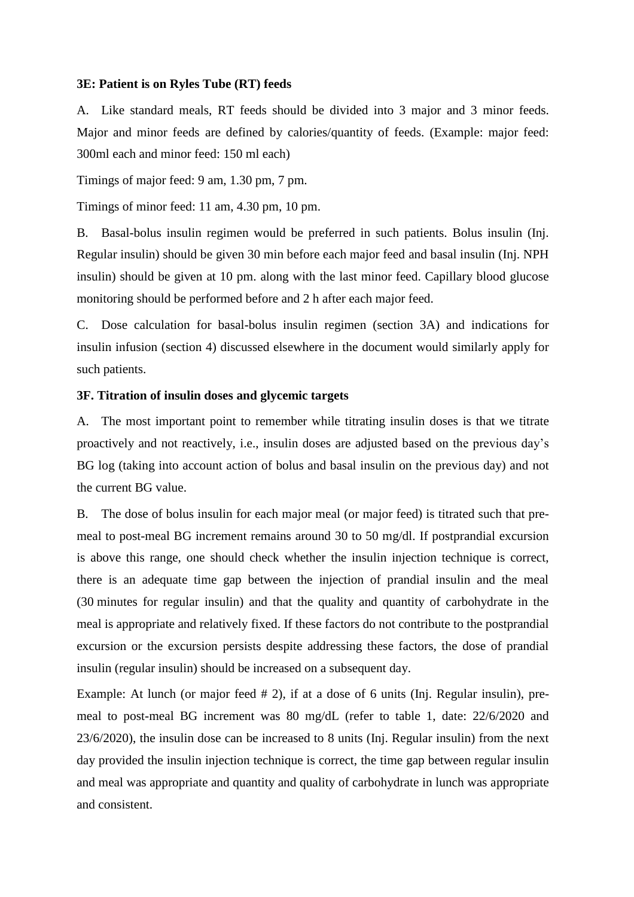**3E: Patient is on Ryles Tube (RT) feeds**

A. Like standard meals, RT feeds should be divided into 3 major and 3 minor feeds. Major and minor feeds are defined by calories/quantity of feeds. (Example: major feed: 300ml each and minor feed: 150 ml each)

Timings of major feed: 9 am, 1.30 pm, 7 pm.

Timings of minor feed: 11 am, 4.30 pm, 10 pm.

B. Basal-bolus insulin regimen would be preferred in such patients. Bolus insulin (Inj. Regular insulin) should be given 30 min before each major feed and basal insulin (Inj. NPH insulin) should be given at 10 pm. along with the last minor feed. Capillary blood glucose monitoring should be performed before and 2 h after each major feed.

C. Dose calculation for basal-bolus insulin regimen (section 3A) and indications for insulin infusion (section 4) discussed elsewhere in the document would similarly apply for such patients.

**3F. Titration of insulin doses and glycemic targets**

A. The most important point to remember while titrating insulin doses is that we titrate proactively and not reactively, i.e., insulin doses are adjusted based on the previous day's BG log (taking into account action of bolus and basal insulin on the previous day) and not the current BG value.

B. The dose of bolus insulin for each major meal (or major feed) is titrated such that pre-meal to post-meal BG increment remains around 30 to 50 mg/dl. If postprandial excursion is above this range, one should check whether the insulin injection technique is correct, there is an adequate time gap between the injection of prandial insulin and the meal (30 minutes for regular insulin) and that the quality and quantity of carbohydrate in the meal is appropriate and relatively fixed. If these factors do not contribute to the postprandial excursion or the excursion persists despite addressing these factors, the dose of prandial insulin (regular insulin) should be increased on a subsequent day.

Example: At lunch (or major feed # 2), if at a dose of 6 units (Inj. Regular insulin), pre-meal to post-meal BG increment was 80 mg/dL (refer to table 1, date: 22/6/2020 and 23/6/2020), the insulin dose can be increased to 8 units (Inj. Regular insulin) from the next day provided the insulin injection technique is correct, the time gap between regular insulin and meal was appropriate and quantity and quality of carbohydrate in lunch was appropriate and consistent.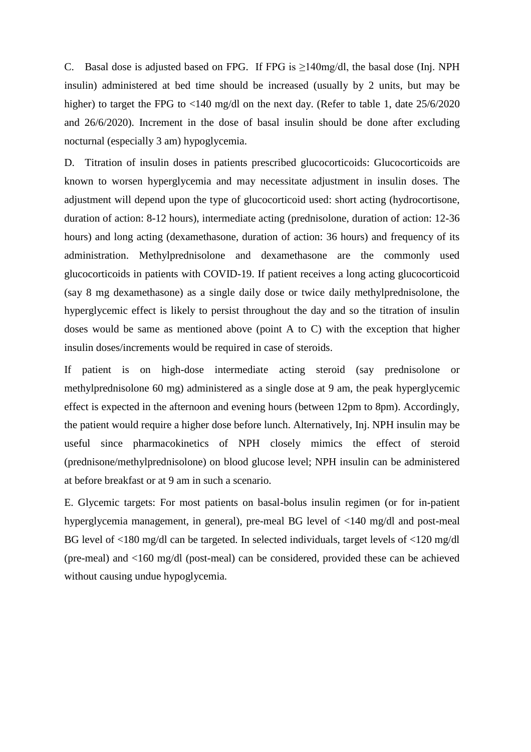C. Basal dose is adjusted based on FPG. If FPG is ≥140mg/dl, the basal dose (Inj. NPH insulin) administered at bed time should be increased (usually by 2 units, but may be higher) to target the FPG to <140 mg/dl on the next day. (Refer to table 1, date 25/6/2020 and 26/6/2020). Increment in the dose of basal insulin should be done after excluding nocturnal (especially 3 am) hypoglycemia.

D. Titration of insulin doses in patients prescribed glucocorticoids: Glucocorticoids are known to worsen hyperglycemia and may necessitate adjustment in insulin doses. The adjustment will depend upon the type of glucocorticoid used: short acting (hydrocortisone, duration of action: 8-12 hours), intermediate acting (prednisolone, duration of action: 12-36 hours) and long acting (dexamethasone, duration of action: 36 hours) and frequency of its administration. Methylprednisolone and dexamethasone are the commonly used glucocorticoids in patients with COVID-19. If patient receives a long acting glucocorticoid (say 8 mg dexamethasone) as a single daily dose or twice daily methylprednisolone, the hyperglycemic effect is likely to persist throughout the day and so the titration of insulin doses would be same as mentioned above (point A to C) with the exception that higher insulin doses/increments would be required in case of steroids.

If patient is on high-dose intermediate acting steroid (say prednisolone or methylprednisolone 60 mg) administered as a single dose at 9 am, the peak hyperglycemic effect is expected in the afternoon and evening hours (between 12pm to 8pm). Accordingly, the patient would require a higher dose before lunch. Alternatively, Inj. NPH insulin may be useful since pharmacokinetics of NPH closely mimics the effect of steroid (prednisone/methylprednisolone) on blood glucose level; NPH insulin can be administered at before breakfast or at 9 am in such a scenario.

E. Glycemic targets: For most patients on basal-bolus insulin regimen (or for in-patient hyperglycemia management, in general), pre-meal BG level of <140 mg/dl and post-meal BG level of <180 mg/dl can be targeted. In selected individuals, target levels of <120 mg/dl (pre-meal) and <160 mg/dl (post-meal) can be considered, provided these can be achieved without causing undue hypoglycemia.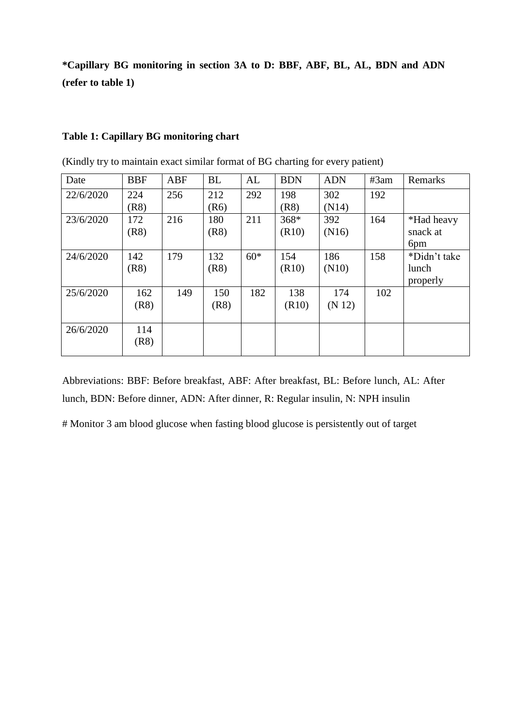**\*Capillary BG monitoring in section 3A to D: BBF, ABF, BL, AL, BDN and ADN (refer to table 1)**

**Table 1: Capillary BG monitoring chart**

(Kindly try to maintain exact similar format of BG charting for every patient)

| Date | BBF | ABF | BL | AL | BDN | ADN | #3am | Remarks |
|---|---|---|---|---|---|---|---|---|
| 22/6/2020 | 224 (R8) | 256 | 212 (R6) | 292 | 198 (R8) | 302 (N14) | 192 | |
| 23/6/2020 | 172 (R8) | 216 | 180 (R8) | 211 | 368* (R10) | 392 (N16) | 164 | *Had heavy snack at 6pm |
| 24/6/2020 | 142 (R8) | 179 | 132 (R8) | 60* | 154 (R10) | 186 (N10) | 158 | *Didn't take lunch properly |
| 25/6/2020 | 162 (R8) | 149 | 150 (R8) | 182 | 138 (R10) | 174 (N 12) | 102 | |
| 26/6/2020 | 114 (R8) | | | | | | | |

Abbreviations: BBF: Before breakfast, ABF: After breakfast, BL: Before lunch, AL: After lunch, BDN: Before dinner, ADN: After dinner, R: Regular insulin, N: NPH insulin

# Monitor 3 am blood glucose when fasting blood glucose is persistently out of target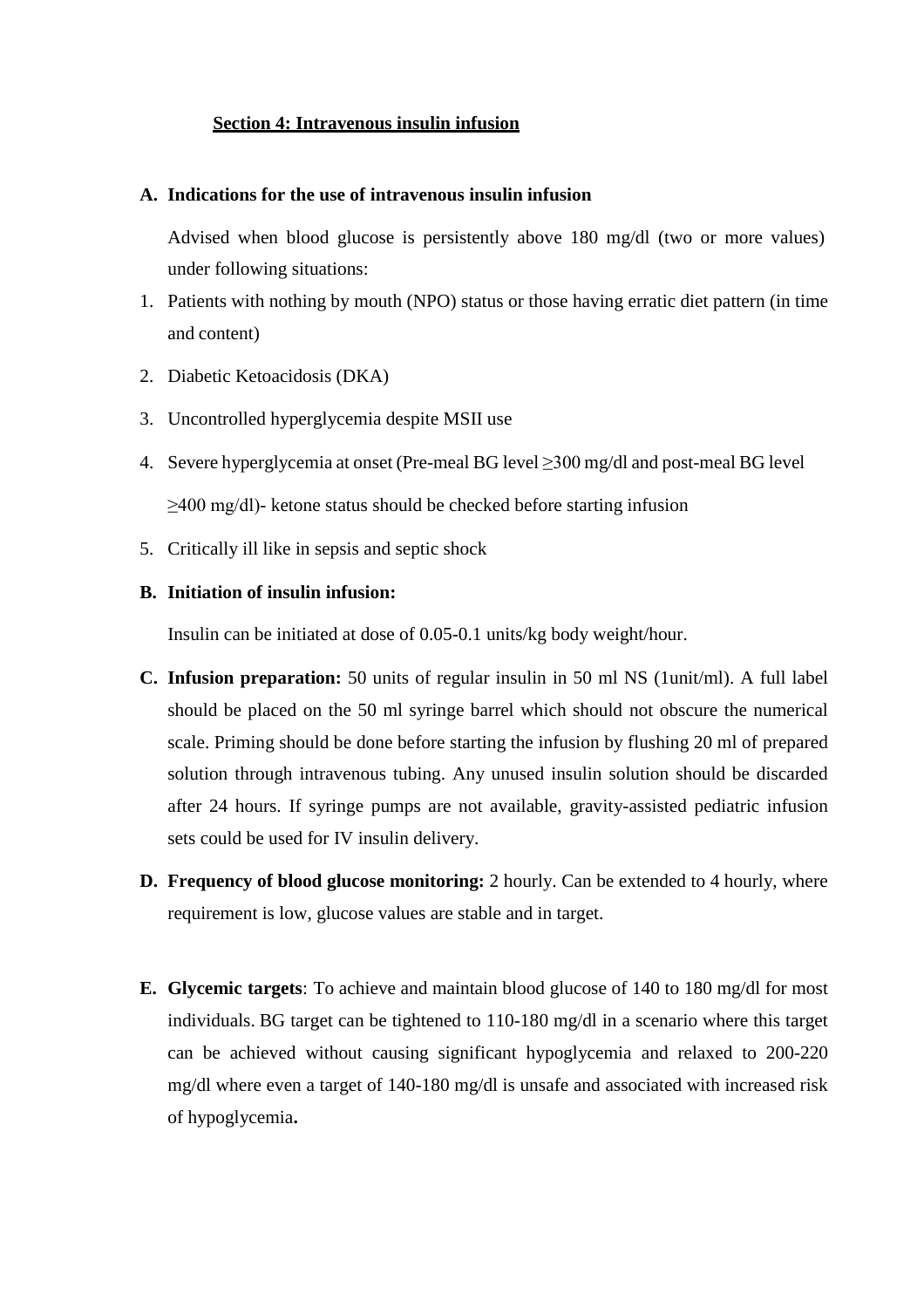## Section 4: Intravenous insulin infusion

**A. Indications for the use of intravenous insulin infusion**

Advised when blood glucose is persistently above 180 mg/dl (two or more values) under following situations:

1. Patients with nothing by mouth (NPO) status or those having erratic diet pattern (in time and content)
2. Diabetic Ketoacidosis (DKA)
3. Uncontrolled hyperglycemia despite MSII use
4. Severe hyperglycemia at onset (Pre-meal BG level ≥300 mg/dl and post-meal BG level ≥400 mg/dl)- ketone status should be checked before starting infusion
5. Critically ill like in sepsis and septic shock

**B. Initiation of insulin infusion:**

Insulin can be initiated at dose of 0.05-0.1 units/kg body weight/hour.

**C. Infusion preparation:** 50 units of regular insulin in 50 ml NS (1unit/ml). A full label should be placed on the 50 ml syringe barrel which should not obscure the numerical scale. Priming should be done before starting the infusion by flushing 20 ml of prepared solution through intravenous tubing. Any unused insulin solution should be discarded after 24 hours. If syringe pumps are not available, gravity-assisted pediatric infusion sets could be used for IV insulin delivery.

**D. Frequency of blood glucose monitoring:** 2 hourly. Can be extended to 4 hourly, where requirement is low, glucose values are stable and in target.

**E. Glycemic targets**: To achieve and maintain blood glucose of 140 to 180 mg/dl for most individuals. BG target can be tightened to 110-180 mg/dl in a scenario where this target can be achieved without causing significant hypoglycemia and relaxed to 200-220 mg/dl where even a target of 140-180 mg/dl is unsafe and associated with increased risk of hypoglycemia**.**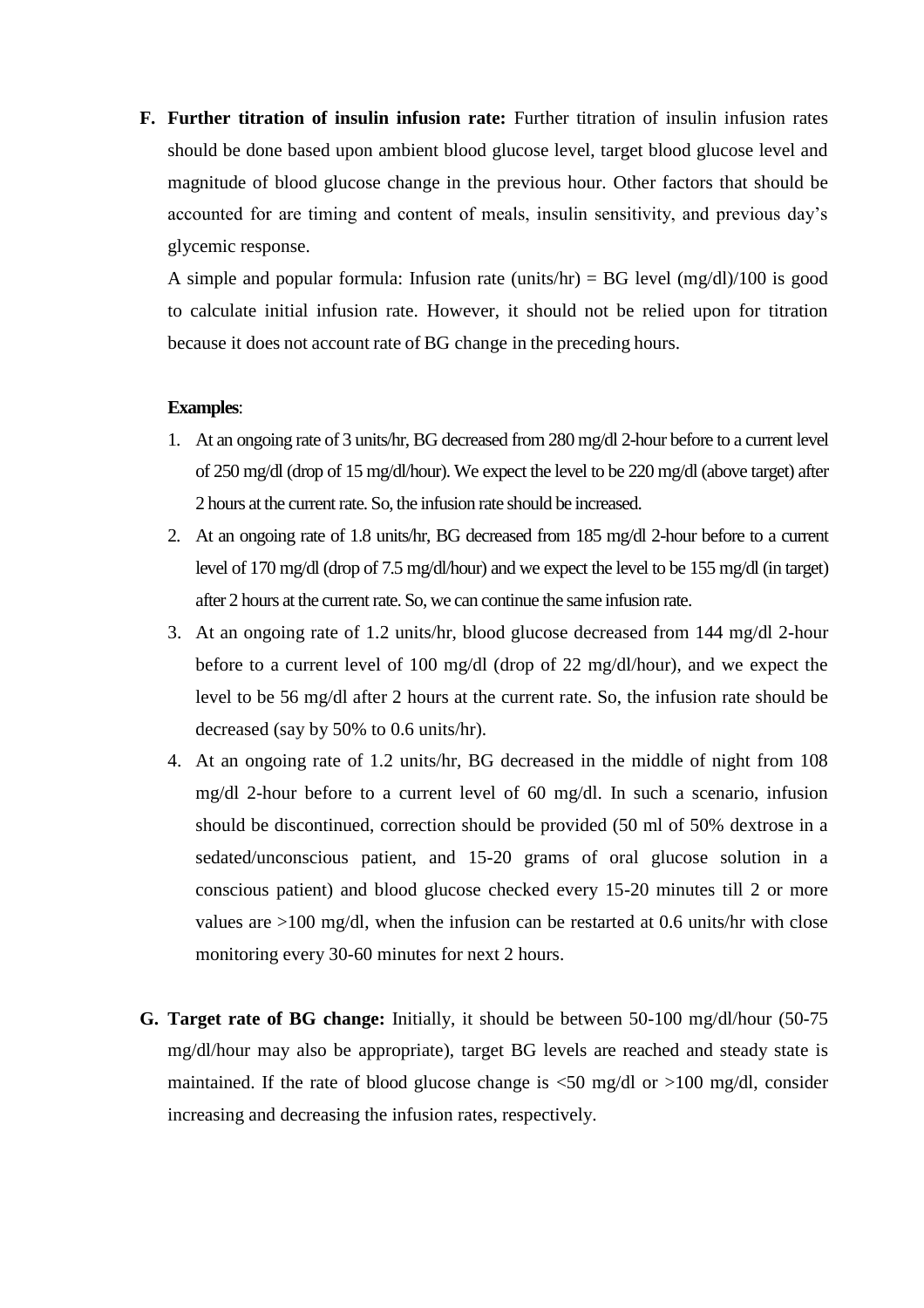F. **Further titration of insulin infusion rate:** Further titration of insulin infusion rates should be done based upon ambient blood glucose level, target blood glucose level and magnitude of blood glucose change in the previous hour. Other factors that should be accounted for are timing and content of meals, insulin sensitivity, and previous day's glycemic response.

   A simple and popular formula: Infusion rate (units/hr) = BG level (mg/dl)/100 is good to calculate initial infusion rate. However, it should not be relied upon for titration because it does not account rate of BG change in the preceding hours.

   **Examples**:

   1. At an ongoing rate of 3 units/hr, BG decreased from 280 mg/dl 2-hour before to a current level of 250 mg/dl (drop of 15 mg/dl/hour). We expect the level to be 220 mg/dl (above target) after 2 hours at the current rate. So, the infusion rate should be increased.
   2. At an ongoing rate of 1.8 units/hr, BG decreased from 185 mg/dl 2-hour before to a current level of 170 mg/dl (drop of 7.5 mg/dl/hour) and we expect the level to be 155 mg/dl (in target) after 2 hours at the current rate. So, we can continue the same infusion rate.
   3. At an ongoing rate of 1.2 units/hr, blood glucose decreased from 144 mg/dl 2-hour before to a current level of 100 mg/dl (drop of 22 mg/dl/hour), and we expect the level to be 56 mg/dl after 2 hours at the current rate. So, the infusion rate should be decreased (say by 50% to 0.6 units/hr).
   4. At an ongoing rate of 1.2 units/hr, BG decreased in the middle of night from 108 mg/dl 2-hour before to a current level of 60 mg/dl. In such a scenario, infusion should be discontinued, correction should be provided (50 ml of 50% dextrose in a sedated/unconscious patient, and 15-20 grams of oral glucose solution in a conscious patient) and blood glucose checked every 15-20 minutes till 2 or more values are >100 mg/dl, when the infusion can be restarted at 0.6 units/hr with close monitoring every 30-60 minutes for next 2 hours.

G. **Target rate of BG change:** Initially, it should be between 50-100 mg/dl/hour (50-75 mg/dl/hour may also be appropriate), target BG levels are reached and steady state is maintained. If the rate of blood glucose change is <50 mg/dl or >100 mg/dl, consider increasing and decreasing the infusion rates, respectively.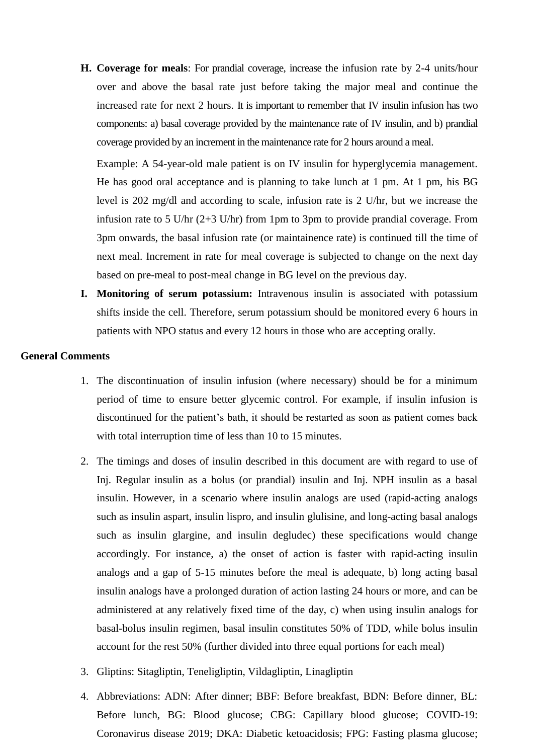H. **Coverage for meals**: For prandial coverage, increase the infusion rate by 2-4 units/hour over and above the basal rate just before taking the major meal and continue the increased rate for next 2 hours. It is important to remember that IV insulin infusion has two components: a) basal coverage provided by the maintenance rate of IV insulin, and b) prandial coverage provided by an increment in the maintenance rate for 2 hours around a meal.

   Example: A 54-year-old male patient is on IV insulin for hyperglycemia management. He has good oral acceptance and is planning to take lunch at 1 pm. At 1 pm, his BG level is 202 mg/dl and according to scale, infusion rate is 2 U/hr, but we increase the infusion rate to 5 U/hr (2+3 U/hr) from 1pm to 3pm to provide prandial coverage. From 3pm onwards, the basal infusion rate (or maintainence rate) is continued till the time of next meal. Increment in rate for meal coverage is subjected to change on the next day based on pre-meal to post-meal change in BG level on the previous day.

I. **Monitoring of serum potassium:** Intravenous insulin is associated with potassium shifts inside the cell. Therefore, serum potassium should be monitored every 6 hours in patients with NPO status and every 12 hours in those who are accepting orally.

**General Comments**

1. The discontinuation of insulin infusion (where necessary) should be for a minimum period of time to ensure better glycemic control. For example, if insulin infusion is discontinued for the patient's bath, it should be restarted as soon as patient comes back with total interruption time of less than 10 to 15 minutes.

2. The timings and doses of insulin described in this document are with regard to use of Inj. Regular insulin as a bolus (or prandial) insulin and Inj. NPH insulin as a basal insulin. However, in a scenario where insulin analogs are used (rapid-acting analogs such as insulin aspart, insulin lispro, and insulin glulisine, and long-acting basal analogs such as insulin glargine, and insulin degludec) these specifications would change accordingly. For instance, a) the onset of action is faster with rapid-acting insulin analogs and a gap of 5-15 minutes before the meal is adequate, b) long acting basal insulin analogs have a prolonged duration of action lasting 24 hours or more, and can be administered at any relatively fixed time of the day, c) when using insulin analogs for basal-bolus insulin regimen, basal insulin constitutes 50% of TDD, while bolus insulin account for the rest 50% (further divided into three equal portions for each meal)

3. Gliptins: Sitagliptin, Teneligliptin, Vildagliptin, Linagliptin

4. Abbreviations: ADN: After dinner; BBF: Before breakfast, BDN: Before dinner, BL: Before lunch, BG: Blood glucose; CBG: Capillary blood glucose; COVID-19: Coronavirus disease 2019; DKA: Diabetic ketoacidosis; FPG: Fasting plasma glucose;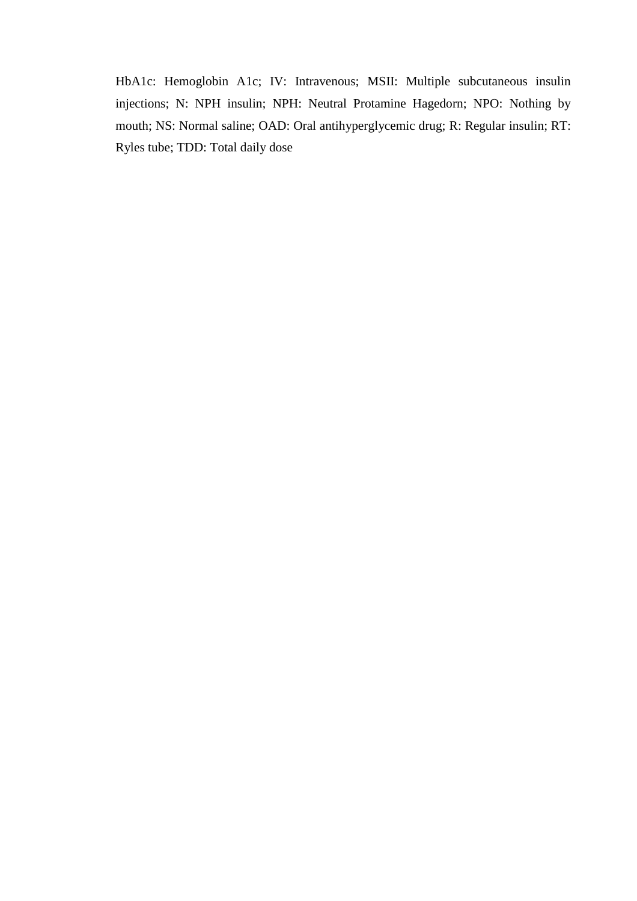HbA1c: Hemoglobin A1c; IV: Intravenous; MSII: Multiple subcutaneous insulin injections; N: NPH insulin; NPH: Neutral Protamine Hagedorn; NPO: Nothing by mouth; NS: Normal saline; OAD: Oral antihyperglycemic drug; R: Regular insulin; RT: Ryles tube; TDD: Total daily dose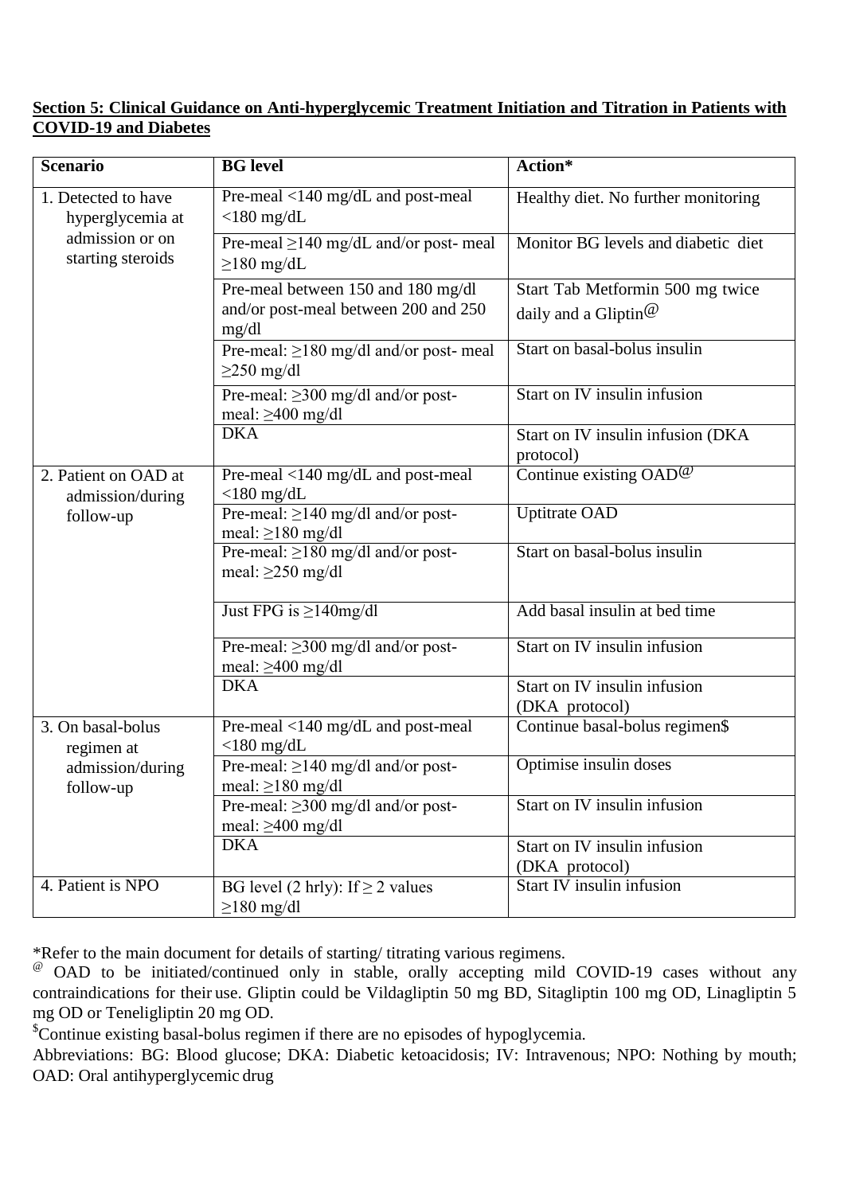**Section 5: Clinical Guidance on Anti-hyperglycemic Treatment Initiation and Titration in Patients with COVID-19 and Diabetes**

| Scenario | BG level | Action* |
|---|---|---|
| 1. Detected to have hyperglycemia at admission or on starting steroids | Pre-meal <140 mg/dL and post-meal <180 mg/dL | Healthy diet. No further monitoring |
| | Pre-meal ≥140 mg/dL and/or post- meal ≥180 mg/dL | Monitor BG levels and diabetic diet |
| | Pre-meal between 150 and 180 mg/dl and/or post-meal between 200 and 250 mg/dl | Start Tab Metformin 500 mg twice daily and a Gliptin@ |
| | Pre-meal: ≥180 mg/dl and/or post- meal ≥250 mg/dl | Start on basal-bolus insulin |
| | Pre-meal: ≥300 mg/dl and/or post-meal: ≥400 mg/dl | Start on IV insulin infusion |
| | DKA | Start on IV insulin infusion (DKA protocol) |
| 2. Patient on OAD at admission/during follow-up | Pre-meal <140 mg/dL and post-meal <180 mg/dL | Continue existing OAD@ |
| | Pre-meal: ≥140 mg/dl and/or post-meal: ≥180 mg/dl | Uptitrate OAD |
| | Pre-meal: ≥180 mg/dl and/or post-meal: ≥250 mg/dl | Start on basal-bolus insulin |
| | Just FPG is ≥140mg/dl | Add basal insulin at bed time |
| | Pre-meal: ≥300 mg/dl and/or post-meal: ≥400 mg/dl | Start on IV insulin infusion |
| | DKA | Start on IV insulin infusion (DKA protocol) |
| 3. On basal-bolus regimen at admission/during follow-up | Pre-meal <140 mg/dL and post-meal <180 mg/dL | Continue basal-bolus regimen$ |
| | Pre-meal: ≥140 mg/dl and/or post-meal: ≥180 mg/dl | Optimise insulin doses |
| | Pre-meal: ≥300 mg/dl and/or post-meal: ≥400 mg/dl | Start on IV insulin infusion |
| | DKA | Start on IV insulin infusion (DKA protocol) |
| 4. Patient is NPO | BG level (2 hrly): If ≥ 2 values ≥180 mg/dl | Start IV insulin infusion |

*Refer to the main document for details of starting/ titrating various regimens.

@ OAD to be initiated/continued only in stable, orally accepting mild COVID-19 cases without any contraindications for their use. Gliptin could be Vildagliptin 50 mg BD, Sitagliptin 100 mg OD, Linagliptin 5 mg OD or Teneligliptin 20 mg OD.

$Continue existing basal-bolus regimen if there are no episodes of hypoglycemia.

Abbreviations: BG: Blood glucose; DKA: Diabetic ketoacidosis; IV: Intravenous; NPO: Nothing by mouth; OAD: Oral antihyperglycemic drug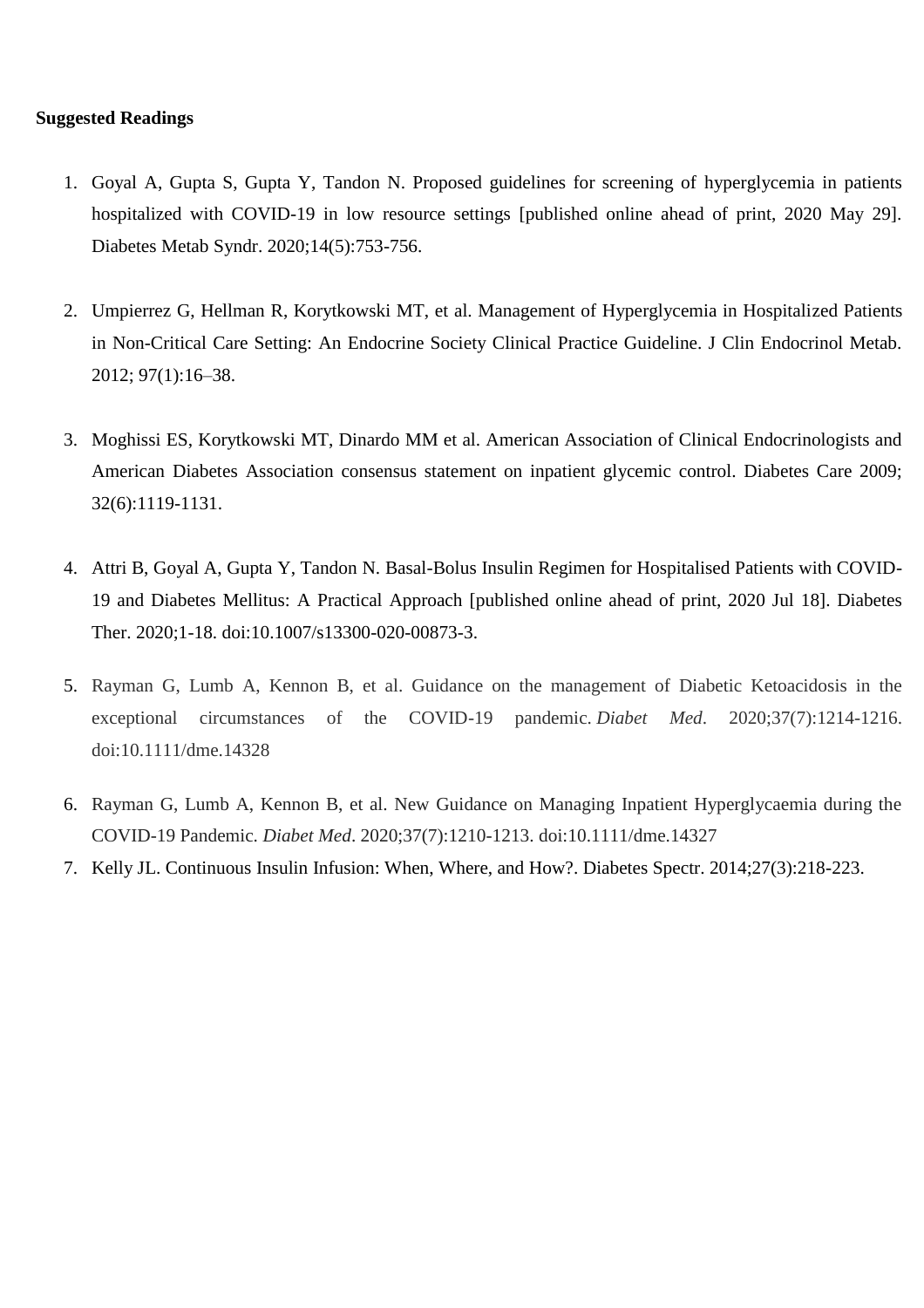**Suggested Readings**

1. Goyal A, Gupta S, Gupta Y, Tandon N. Proposed guidelines for screening of hyperglycemia in patients hospitalized with COVID-19 in low resource settings [published online ahead of print, 2020 May 29]. Diabetes Metab Syndr. 2020;14(5):753-756.

2. Umpierrez G, Hellman R, Korytkowski MT, et al. Management of Hyperglycemia in Hospitalized Patients in Non-Critical Care Setting: An Endocrine Society Clinical Practice Guideline. J Clin Endocrinol Metab. 2012; 97(1):16–38.

3. Moghissi ES, Korytkowski MT, Dinardo MM et al. American Association of Clinical Endocrinologists and American Diabetes Association consensus statement on inpatient glycemic control. Diabetes Care 2009; 32(6):1119-1131.

4. Attri B, Goyal A, Gupta Y, Tandon N. Basal-Bolus Insulin Regimen for Hospitalised Patients with COVID-19 and Diabetes Mellitus: A Practical Approach [published online ahead of print, 2020 Jul 18]. Diabetes Ther. 2020;1-18. doi:10.1007/s13300-020-00873-3.

5. Rayman G, Lumb A, Kennon B, et al. Guidance on the management of Diabetic Ketoacidosis in the exceptional circumstances of the COVID-19 pandemic. *Diabet Med*. 2020;37(7):1214-1216. doi:10.1111/dme.14328

6. Rayman G, Lumb A, Kennon B, et al. New Guidance on Managing Inpatient Hyperglycaemia during the COVID-19 Pandemic. *Diabet Med*. 2020;37(7):1210-1213. doi:10.1111/dme.14327

7. Kelly JL. Continuous Insulin Infusion: When, Where, and How?. Diabetes Spectr. 2014;27(3):218-223.